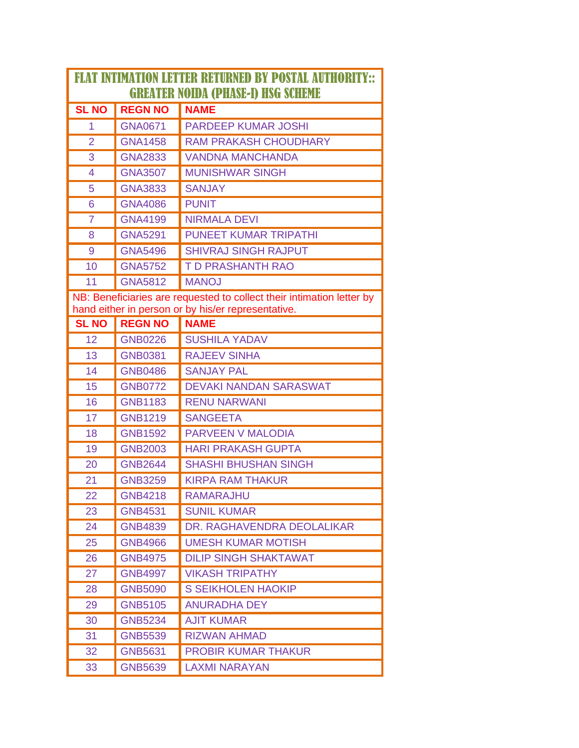# FLAT INTIMATION LETTER RETURNED BY POSTAL AUTHORITY:: GREATER NOIDA (PHASE-I) HSG SCHEME

| SL NO | REGN NO | NAME |
|---|---|---|
| 1 | GNA0671 | PARDEEP KUMAR JOSHI |
| 2 | GNA1458 | RAM PRAKASH CHOUDHARY |
| 3 | GNA2833 | VANDNA MANCHANDA |
| 4 | GNA3507 | MUNISHWAR SINGH |
| 5 | GNA3833 | SANJAY |
| 6 | GNA4086 | PUNIT |
| 7 | GNA4199 | NIRMALA DEVI |
| 8 | GNA5291 | PUNEET KUMAR TRIPATHI |
| 9 | GNA5496 | SHIVRAJ SINGH RAJPUT |
| 10 | GNA5752 | T D PRASHANTH RAO |
| 11 | GNA5812 | MANOJ |

NB: Beneficiaries are requested to collect their intimation letter by hand either in person or by his/er representative.

| SL NO | REGN NO | NAME |
|---|---|---|
| 12 | GNB0226 | SUSHILA YADAV |
| 13 | GNB0381 | RAJEEV SINHA |
| 14 | GNB0486 | SANJAY PAL |
| 15 | GNB0772 | DEVAKI NANDAN SARASWAT |
| 16 | GNB1183 | RENU NARWANI |
| 17 | GNB1219 | SANGEETA |
| 18 | GNB1592 | PARVEEN V MALODIA |
| 19 | GNB2003 | HARI PRAKASH GUPTA |
| 20 | GNB2644 | SHASHI BHUSHAN SINGH |
| 21 | GNB3259 | KIRPA RAM THAKUR |
| 22 | GNB4218 | RAMARAJHU |
| 23 | GNB4531 | SUNIL KUMAR |
| 24 | GNB4839 | DR. RAGHAVENDRA DEOLALIKAR |
| 25 | GNB4966 | UMESH KUMAR MOTISH |
| 26 | GNB4975 | DILIP SINGH SHAKTAWAT |
| 27 | GNB4997 | VIKASH TRIPATHY |
| 28 | GNB5090 | S SEIKHOLEN HAOKIP |
| 29 | GNB5105 | ANURADHA DEY |
| 30 | GNB5234 | AJIT KUMAR |
| 31 | GNB5539 | RIZWAN AHMAD |
| 32 | GNB5631 | PROBIR KUMAR THAKUR |
| 33 | GNB5639 | LAXMI NARAYAN |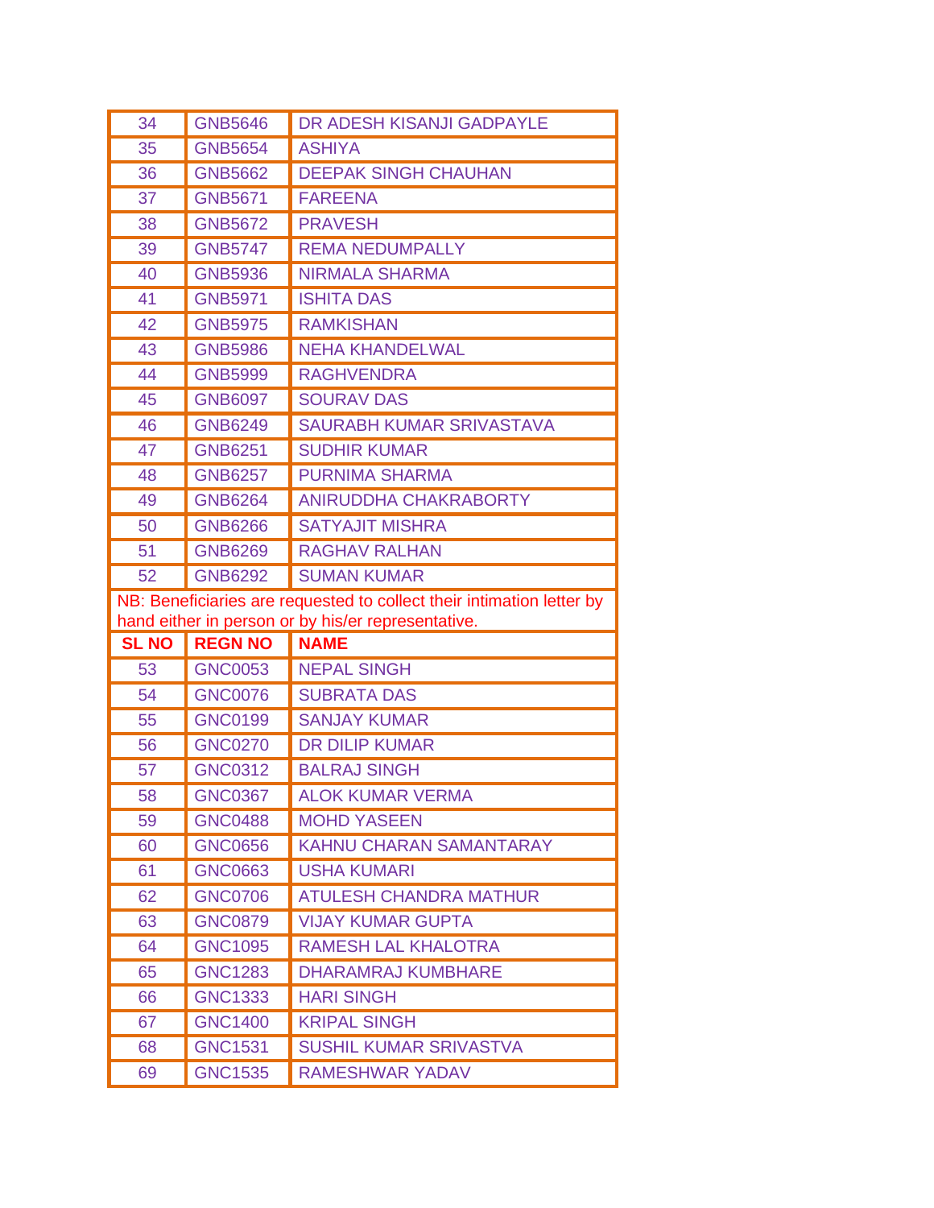| | | |
|---|---|---|
| 34 | GNB5646 | DR ADESH KISANJI GADPAYLE |
| 35 | GNB5654 | ASHIYA |
| 36 | GNB5662 | DEEPAK SINGH CHAUHAN |
| 37 | GNB5671 | FAREENA |
| 38 | GNB5672 | PRAVESH |
| 39 | GNB5747 | REMA NEDUMPALLY |
| 40 | GNB5936 | NIRMALA SHARMA |
| 41 | GNB5971 | ISHITA DAS |
| 42 | GNB5975 | RAMKISHAN |
| 43 | GNB5986 | NEHA KHANDELWAL |
| 44 | GNB5999 | RAGHVENDRA |
| 45 | GNB6097 | SOURAV DAS |
| 46 | GNB6249 | SAURABH KUMAR SRIVASTAVA |
| 47 | GNB6251 | SUDHIR KUMAR |
| 48 | GNB6257 | PURNIMA SHARMA |
| 49 | GNB6264 | ANIRUDDHA CHAKRABORTY |
| 50 | GNB6266 | SATYAJIT MISHRA |
| 51 | GNB6269 | RAGHAV RALHAN |
| 52 | GNB6292 | SUMAN KUMAR |

NB: Beneficiaries are requested to collect their intimation letter by hand either in person or by his/er representative.

| SL NO | REGN NO | NAME |
|---|---|---|
| 53 | GNC0053 | NEPAL SINGH |
| 54 | GNC0076 | SUBRATA DAS |
| 55 | GNC0199 | SANJAY KUMAR |
| 56 | GNC0270 | DR DILIP KUMAR |
| 57 | GNC0312 | BALRAJ SINGH |
| 58 | GNC0367 | ALOK KUMAR VERMA |
| 59 | GNC0488 | MOHD YASEEN |
| 60 | GNC0656 | KAHNU CHARAN SAMANTARAY |
| 61 | GNC0663 | USHA KUMARI |
| 62 | GNC0706 | ATULESH CHANDRA MATHUR |
| 63 | GNC0879 | VIJAY KUMAR GUPTA |
| 64 | GNC1095 | RAMESH LAL KHALOTRA |
| 65 | GNC1283 | DHARAMRAJ KUMBHARE |
| 66 | GNC1333 | HARI SINGH |
| 67 | GNC1400 | KRIPAL SINGH |
| 68 | GNC1531 | SUSHIL KUMAR SRIVASTVA |
| 69 | GNC1535 | RAMESHWAR YADAV |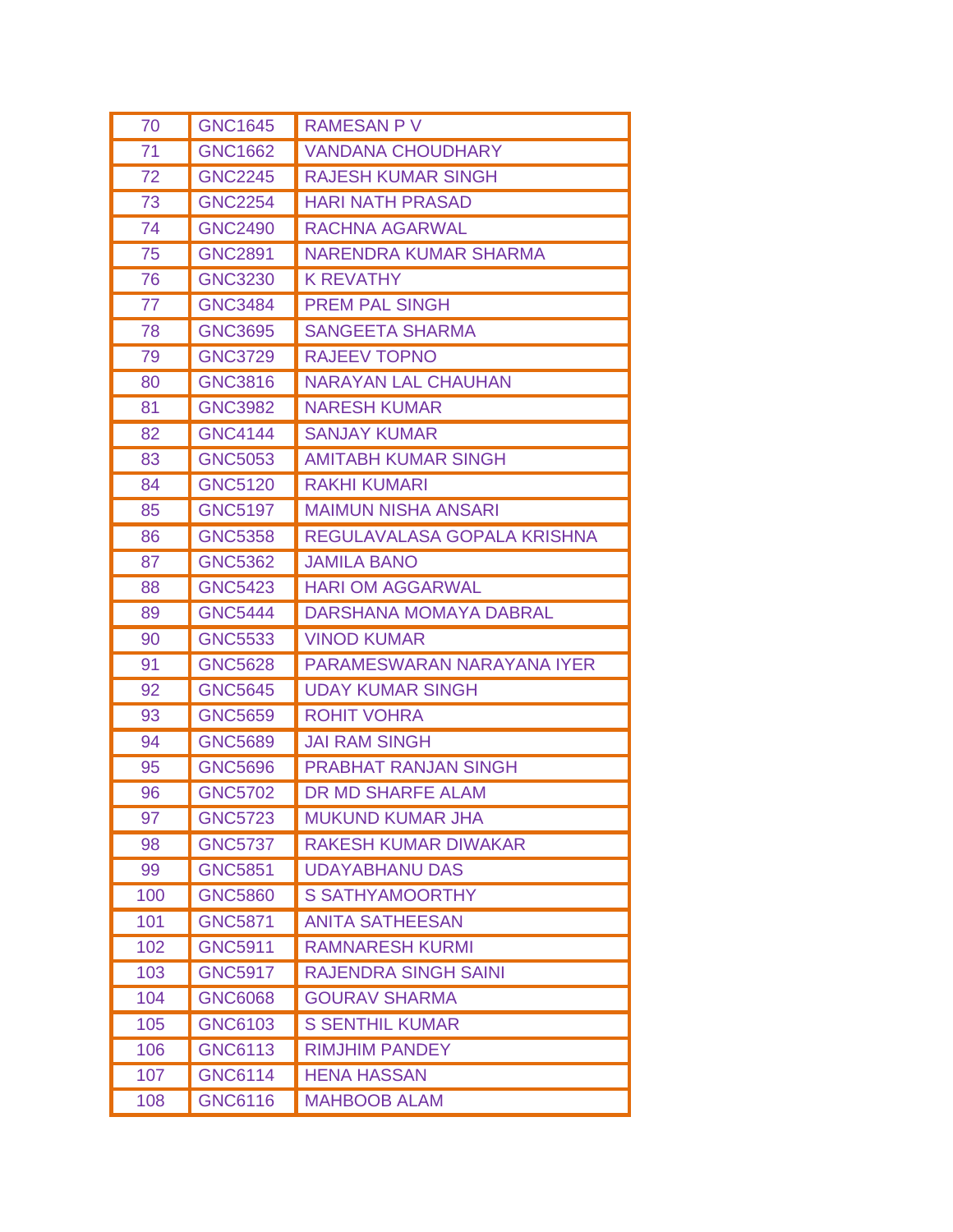| 70 | GNC1645 | RAMESAN P V |
|---|---|---|
| 71 | GNC1662 | VANDANA CHOUDHARY |
| 72 | GNC2245 | RAJESH KUMAR SINGH |
| 73 | GNC2254 | HARI NATH PRASAD |
| 74 | GNC2490 | RACHNA AGARWAL |
| 75 | GNC2891 | NARENDRA KUMAR SHARMA |
| 76 | GNC3230 | K REVATHY |
| 77 | GNC3484 | PREM PAL SINGH |
| 78 | GNC3695 | SANGEETA SHARMA |
| 79 | GNC3729 | RAJEEV TOPNO |
| 80 | GNC3816 | NARAYAN LAL CHAUHAN |
| 81 | GNC3982 | NARESH KUMAR |
| 82 | GNC4144 | SANJAY KUMAR |
| 83 | GNC5053 | AMITABH KUMAR SINGH |
| 84 | GNC5120 | RAKHI KUMARI |
| 85 | GNC5197 | MAIMUN NISHA ANSARI |
| 86 | GNC5358 | REGULAVALASA GOPALA KRISHNA |
| 87 | GNC5362 | JAMILA BANO |
| 88 | GNC5423 | HARI OM AGGARWAL |
| 89 | GNC5444 | DARSHANA MOMAYA DABRAL |
| 90 | GNC5533 | VINOD KUMAR |
| 91 | GNC5628 | PARAMESWARAN NARAYANA IYER |
| 92 | GNC5645 | UDAY KUMAR SINGH |
| 93 | GNC5659 | ROHIT VOHRA |
| 94 | GNC5689 | JAI RAM SINGH |
| 95 | GNC5696 | PRABHAT RANJAN SINGH |
| 96 | GNC5702 | DR MD SHARFE ALAM |
| 97 | GNC5723 | MUKUND KUMAR JHA |
| 98 | GNC5737 | RAKESH KUMAR DIWAKAR |
| 99 | GNC5851 | UDAYABHANU DAS |
| 100 | GNC5860 | S SATHYAMOORTHY |
| 101 | GNC5871 | ANITA SATHEESAN |
| 102 | GNC5911 | RAMNARESH KURMI |
| 103 | GNC5917 | RAJENDRA SINGH SAINI |
| 104 | GNC6068 | GOURAV SHARMA |
| 105 | GNC6103 | S SENTHIL KUMAR |
| 106 | GNC6113 | RIMJHIM PANDEY |
| 107 | GNC6114 | HENA HASSAN |
| 108 | GNC6116 | MAHBOOB ALAM |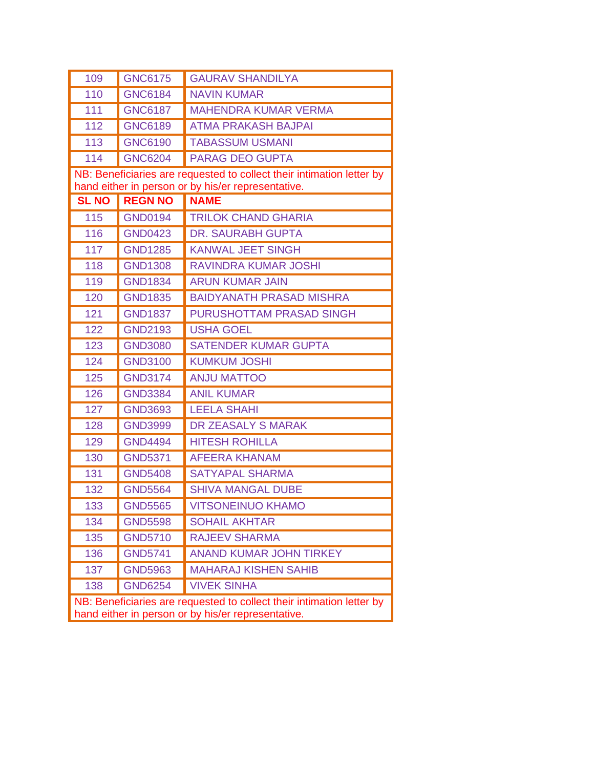| | | |
|---|---|---|
| 109 | GNC6175 | GAURAV SHANDILYA |
| 110 | GNC6184 | NAVIN KUMAR |
| 111 | GNC6187 | MAHENDRA KUMAR VERMA |
| 112 | GNC6189 | ATMA PRAKASH BAJPAI |
| 113 | GNC6190 | TABASSUM USMANI |
| 114 | GNC6204 | PARAG DEO GUPTA |

NB: Beneficiaries are requested to collect their intimation letter by hand either in person or by his/er representative.

| SL NO | REGN NO | NAME |
|---|---|---|
| 115 | GND0194 | TRILOK CHAND GHARIA |
| 116 | GND0423 | DR. SAURABH GUPTA |
| 117 | GND1285 | KANWAL JEET SINGH |
| 118 | GND1308 | RAVINDRA KUMAR JOSHI |
| 119 | GND1834 | ARUN KUMAR JAIN |
| 120 | GND1835 | BAIDYANATH PRASAD MISHRA |
| 121 | GND1837 | PURUSHOTTAM PRASAD SINGH |
| 122 | GND2193 | USHA GOEL |
| 123 | GND3080 | SATENDER KUMAR GUPTA |
| 124 | GND3100 | KUMKUM JOSHI |
| 125 | GND3174 | ANJU MATTOO |
| 126 | GND3384 | ANIL KUMAR |
| 127 | GND3693 | LEELA SHAHI |
| 128 | GND3999 | DR ZEASALY S MARAK |
| 129 | GND4494 | HITESH ROHILLA |
| 130 | GND5371 | AFEERA KHANAM |
| 131 | GND5408 | SATYAPAL SHARMA |
| 132 | GND5564 | SHIVA MANGAL DUBE |
| 133 | GND5565 | VITSONEINUO KHAMO |
| 134 | GND5598 | SOHAIL AKHTAR |
| 135 | GND5710 | RAJEEV SHARMA |
| 136 | GND5741 | ANAND KUMAR JOHN TIRKEY |
| 137 | GND5963 | MAHARAJ KISHEN SAHIB |
| 138 | GND6254 | VIVEK SINHA |

NB: Beneficiaries are requested to collect their intimation letter by hand either in person or by his/er representative.